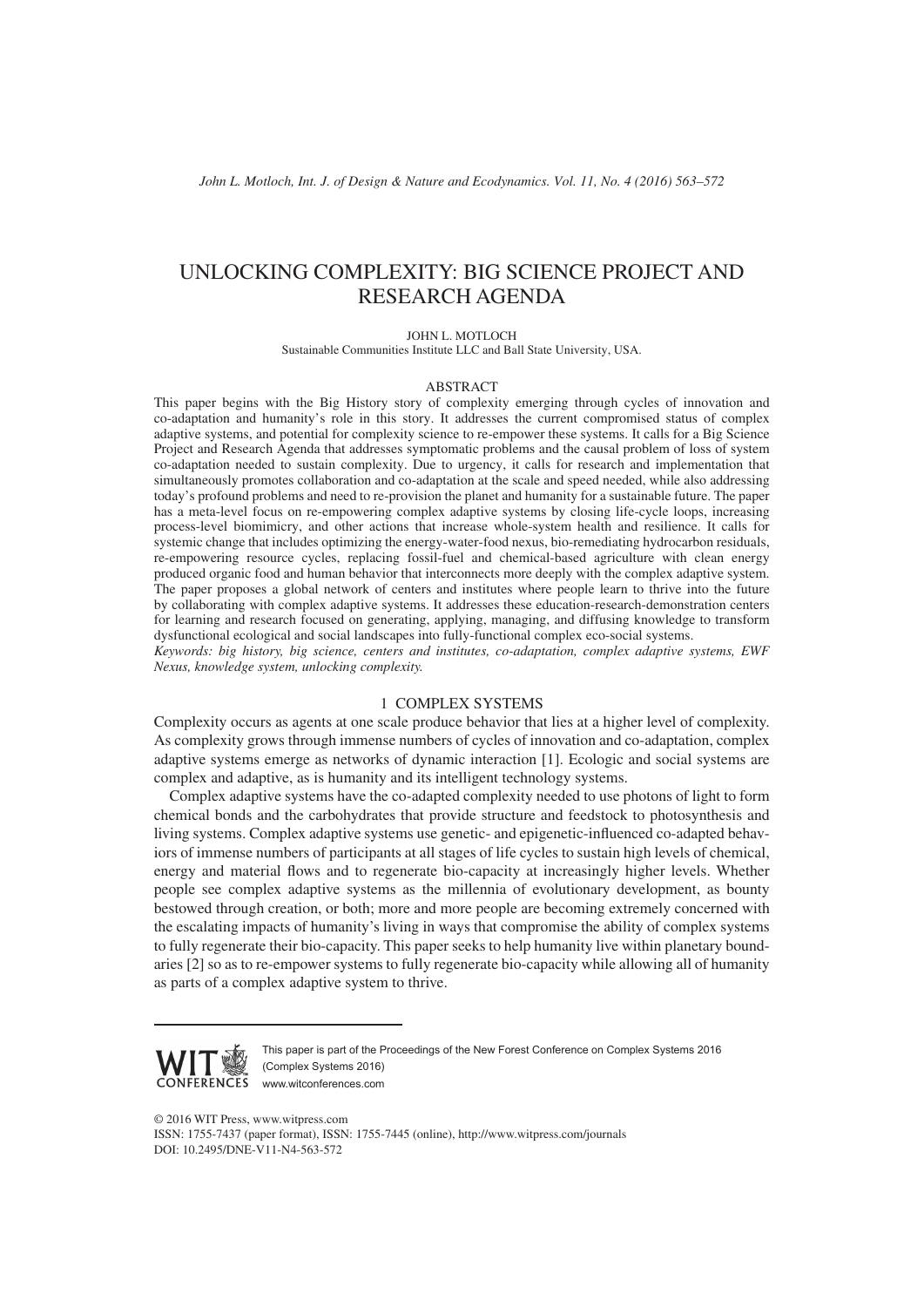# UNLOCKING COMPLEXITY: BIG SCIENCE PROJECT AND RESEARCH AGENDA

JOHN L. MOTLOCH

Sustainable Communities Institute LLC and Ball State University, USA.

## ABSTRACT

This paper begins with the Big History story of complexity emerging through cycles of innovation and co-adaptation and humanity's role in this story. It addresses the current compromised status of complex adaptive systems, and potential for complexity science to re-empower these systems. It calls for a Big Science Project and Research Agenda that addresses symptomatic problems and the causal problem of loss of system co-adaptation needed to sustain complexity. Due to urgency, it calls for research and implementation that simultaneously promotes collaboration and co-adaptation at the scale and speed needed, while also addressing today's profound problems and need to re-provision the planet and humanity for a sustainable future. The paper has a meta-level focus on re-empowering complex adaptive systems by closing life-cycle loops, increasing process-level biomimicry, and other actions that increase whole-system health and resilience. It calls for systemic change that includes optimizing the energy-water-food nexus, bio-remediating hydrocarbon residuals, re-empowering resource cycles, replacing fossil-fuel and chemical-based agriculture with clean energy produced organic food and human behavior that interconnects more deeply with the complex adaptive system. The paper proposes a global network of centers and institutes where people learn to thrive into the future by collaborating with complex adaptive systems. It addresses these education-research-demonstration centers for learning and research focused on generating, applying, managing, and diffusing knowledge to transform dysfunctional ecological and social landscapes into fully-functional complex eco-social systems.

*Keywords: big history, big science, centers and institutes, co-adaptation, complex adaptive systems, EWF Nexus, knowledge system, unlocking complexity.*

## 1 COMPLEX SYSTEMS

Complexity occurs as agents at one scale produce behavior that lies at a higher level of complexity. As complexity grows through immense numbers of cycles of innovation and co-adaptation, complex adaptive systems emerge as networks of dynamic interaction [1]. Ecologic and social systems are complex and adaptive, as is humanity and its intelligent technology systems.

Complex adaptive systems have the co-adapted complexity needed to use photons of light to form chemical bonds and the carbohydrates that provide structure and feedstock to photosynthesis and living systems. Complex adaptive systems use genetic- and epigenetic-influenced co-adapted behaviors of immense numbers of participants at all stages of life cycles to sustain high levels of chemical, energy and material flows and to regenerate bio-capacity at increasingly higher levels. Whether people see complex adaptive systems as the millennia of evolutionary development, as bounty bestowed through creation, or both; more and more people are becoming extremely concerned with the escalating impacts of humanity's living in ways that compromise the ability of complex systems to fully regenerate their bio-capacity. This paper seeks to help humanity live within planetary boundaries [2] so as to re-empower systems to fully regenerate bio-capacity while allowing all of humanity as parts of a complex adaptive system to thrive.

This paper is part of the Proceedings of the New Forest Conference on Complex Systems 2016 (Complex Systems 2016)
www.witconferences.com

© 2016 WIT Press, www.witpress.com
ISSN: 1755-7437 (paper format), ISSN: 1755-7445 (online), http://www.witpress.com/journals
DOI: 10.2495/DNE-V11-N4-563-572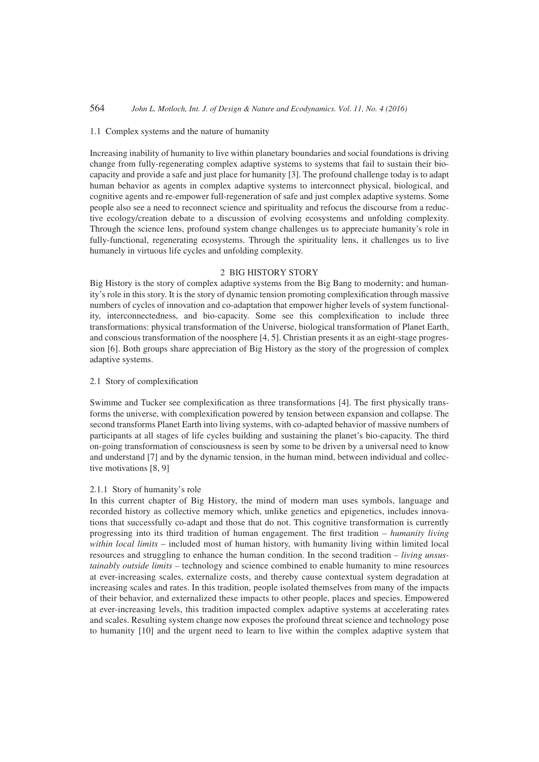### 1.1 Complex systems and the nature of humanity

Increasing inability of humanity to live within planetary boundaries and social foundations is driving change from fully-regenerating complex adaptive systems to systems that fail to sustain their bio-capacity and provide a safe and just place for humanity [3]. The profound challenge today is to adapt human behavior as agents in complex adaptive systems to interconnect physical, biological, and cognitive agents and re-empower full-regeneration of safe and just complex adaptive systems. Some people also see a need to reconnect science and spirituality and refocus the discourse from a reductive ecology/creation debate to a discussion of evolving ecosystems and unfolding complexity. Through the science lens, profound system change challenges us to appreciate humanity's role in fully-functional, regenerating ecosystems. Through the spirituality lens, it challenges us to live humanely in virtuous life cycles and unfolding complexity.

## 2 BIG HISTORY STORY

Big History is the story of complex adaptive systems from the Big Bang to modernity; and humanity's role in this story. It is the story of dynamic tension promoting complexification through massive numbers of cycles of innovation and co-adaptation that empower higher levels of system functionality, interconnectedness, and bio-capacity. Some see this complexification to include three transformations: physical transformation of the Universe, biological transformation of Planet Earth, and conscious transformation of the noosphere [4, 5]. Christian presents it as an eight-stage progression [6]. Both groups share appreciation of Big History as the story of the progression of complex adaptive systems.

### 2.1 Story of complexification

Swimme and Tucker see complexification as three transformations [4]. The first physically transforms the universe, with complexification powered by tension between expansion and collapse. The second transforms Planet Earth into living systems, with co-adapted behavior of massive numbers of participants at all stages of life cycles building and sustaining the planet's bio-capacity. The third on-going transformation of consciousness is seen by some to be driven by a universal need to know and understand [7] and by the dynamic tension, in the human mind, between individual and collective motivations [8, 9]

#### 2.1.1 Story of humanity's role

In this current chapter of Big History, the mind of modern man uses symbols, language and recorded history as collective memory which, unlike genetics and epigenetics, includes innovations that successfully co-adapt and those that do not. This cognitive transformation is currently progressing into its third tradition of human engagement. The first tradition – *humanity living within local limits* – included most of human history, with humanity living within limited local resources and struggling to enhance the human condition. In the second tradition – *living unsustainably outside limits* – technology and science combined to enable humanity to mine resources at ever-increasing scales, externalize costs, and thereby cause contextual system degradation at increasing scales and rates. In this tradition, people isolated themselves from many of the impacts of their behavior, and externalized these impacts to other people, places and species. Empowered at ever-increasing levels, this tradition impacted complex adaptive systems at accelerating rates and scales. Resulting system change now exposes the profound threat science and technology pose to humanity [10] and the urgent need to learn to live within the complex adaptive system that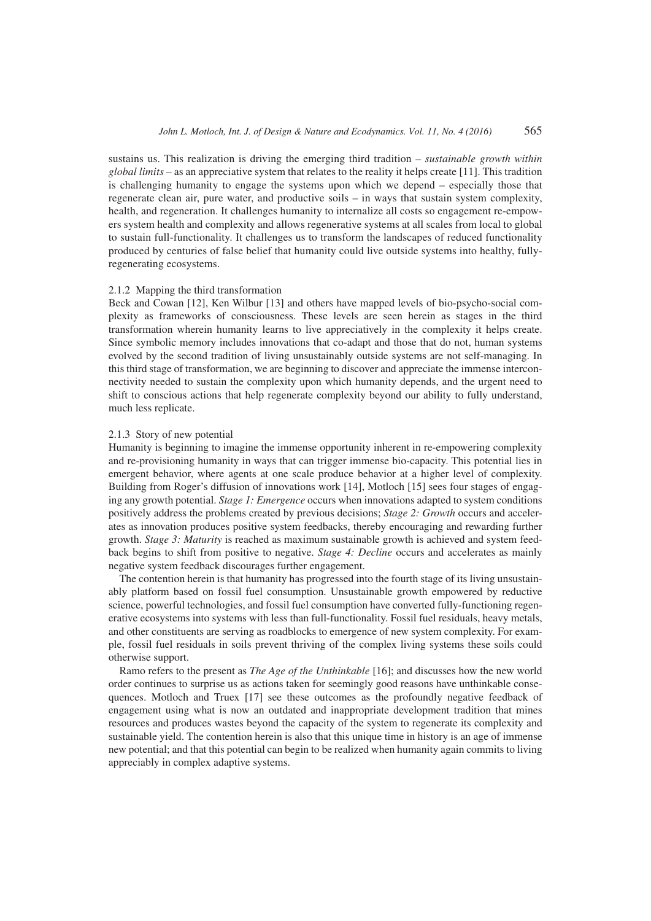sustains us. This realization is driving the emerging third tradition – *sustainable growth within global limits* – as an appreciative system that relates to the reality it helps create [11]. This tradition is challenging humanity to engage the systems upon which we depend – especially those that regenerate clean air, pure water, and productive soils – in ways that sustain system complexity, health, and regeneration. It challenges humanity to internalize all costs so engagement re-empowers system health and complexity and allows regenerative systems at all scales from local to global to sustain full-functionality. It challenges us to transform the landscapes of reduced functionality produced by centuries of false belief that humanity could live outside systems into healthy, fully-regenerating ecosystems.

### 2.1.2 Mapping the third transformation

Beck and Cowan [12], Ken Wilbur [13] and others have mapped levels of bio-psycho-social complexity as frameworks of consciousness. These levels are seen herein as stages in the third transformation wherein humanity learns to live appreciatively in the complexity it helps create. Since symbolic memory includes innovations that co-adapt and those that do not, human systems evolved by the second tradition of living unsustainably outside systems are not self-managing. In this third stage of transformation, we are beginning to discover and appreciate the immense interconnectivity needed to sustain the complexity upon which humanity depends, and the urgent need to shift to conscious actions that help regenerate complexity beyond our ability to fully understand, much less replicate.

### 2.1.3 Story of new potential

Humanity is beginning to imagine the immense opportunity inherent in re-empowering complexity and re-provisioning humanity in ways that can trigger immense bio-capacity. This potential lies in emergent behavior, where agents at one scale produce behavior at a higher level of complexity. Building from Roger's diffusion of innovations work [14], Motloch [15] sees four stages of engaging any growth potential. *Stage 1: Emergence* occurs when innovations adapted to system conditions positively address the problems created by previous decisions; *Stage 2: Growth* occurs and accelerates as innovation produces positive system feedbacks, thereby encouraging and rewarding further growth. *Stage 3: Maturity* is reached as maximum sustainable growth is achieved and system feedback begins to shift from positive to negative. *Stage 4: Decline* occurs and accelerates as mainly negative system feedback discourages further engagement.

The contention herein is that humanity has progressed into the fourth stage of its living unsustainably platform based on fossil fuel consumption. Unsustainable growth empowered by reductive science, powerful technologies, and fossil fuel consumption have converted fully-functioning regenerative ecosystems into systems with less than full-functionality. Fossil fuel residuals, heavy metals, and other constituents are serving as roadblocks to emergence of new system complexity. For example, fossil fuel residuals in soils prevent thriving of the complex living systems these soils could otherwise support.

Ramo refers to the present as *The Age of the Unthinkable* [16]; and discusses how the new world order continues to surprise us as actions taken for seemingly good reasons have unthinkable consequences. Motloch and Truex [17] see these outcomes as the profoundly negative feedback of engagement using what is now an outdated and inappropriate development tradition that mines resources and produces wastes beyond the capacity of the system to regenerate its complexity and sustainable yield. The contention herein is also that this unique time in history is an age of immense new potential; and that this potential can begin to be realized when humanity again commits to living appreciably in complex adaptive systems.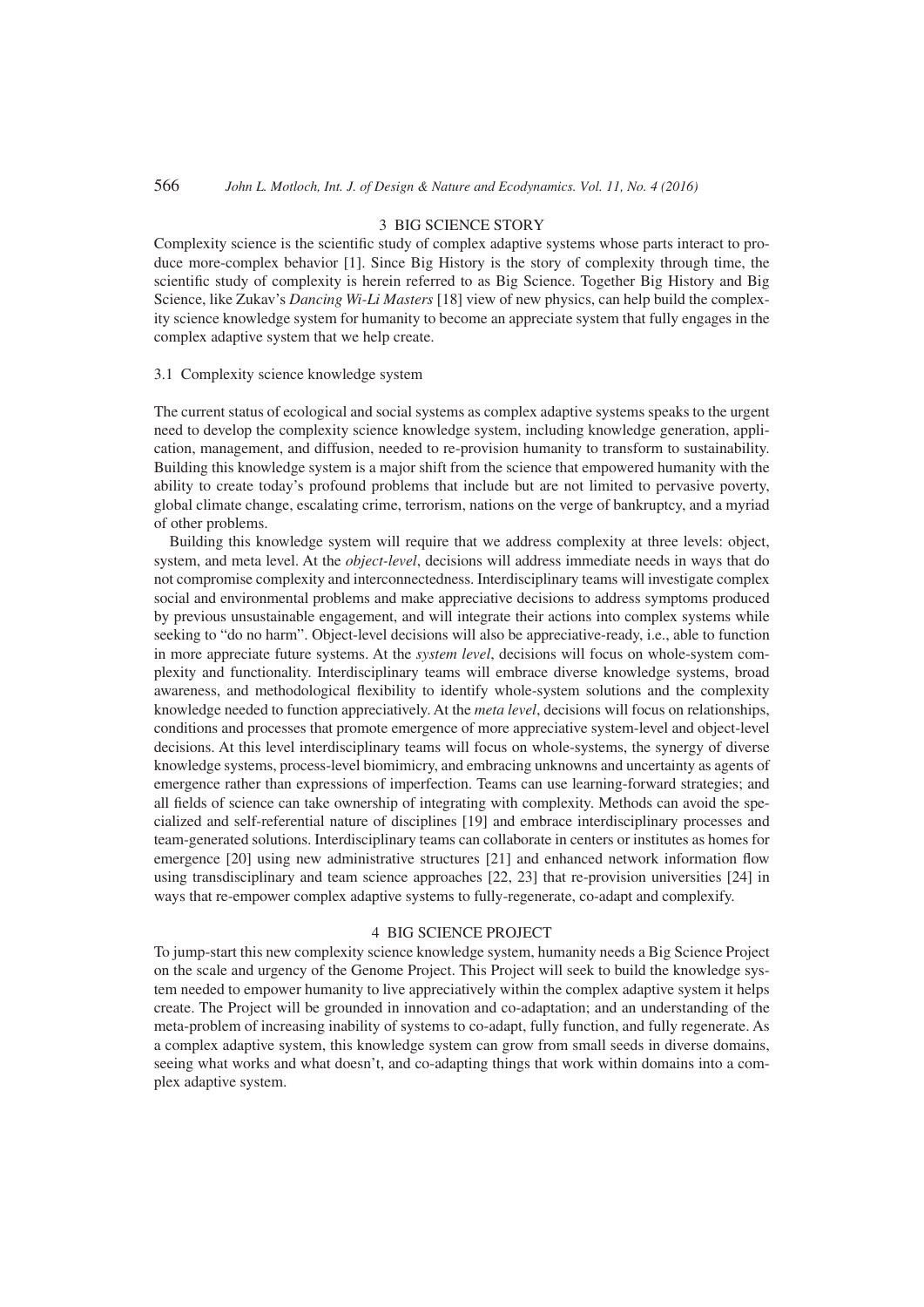## 3 BIG SCIENCE STORY

Complexity science is the scientific study of complex adaptive systems whose parts interact to produce more-complex behavior [1]. Since Big History is the story of complexity through time, the scientific study of complexity is herein referred to as Big Science. Together Big History and Big Science, like Zukav's *Dancing Wi-Li Masters* [18] view of new physics, can help build the complexity science knowledge system for humanity to become an appreciate system that fully engages in the complex adaptive system that we help create.

### 3.1 Complexity science knowledge system

The current status of ecological and social systems as complex adaptive systems speaks to the urgent need to develop the complexity science knowledge system, including knowledge generation, application, management, and diffusion, needed to re-provision humanity to transform to sustainability. Building this knowledge system is a major shift from the science that empowered humanity with the ability to create today's profound problems that include but are not limited to pervasive poverty, global climate change, escalating crime, terrorism, nations on the verge of bankruptcy, and a myriad of other problems.

Building this knowledge system will require that we address complexity at three levels: object, system, and meta level. At the *object-level*, decisions will address immediate needs in ways that do not compromise complexity and interconnectedness. Interdisciplinary teams will investigate complex social and environmental problems and make appreciative decisions to address symptoms produced by previous unsustainable engagement, and will integrate their actions into complex systems while seeking to "do no harm". Object-level decisions will also be appreciative-ready, i.e., able to function in more appreciate future systems. At the *system level*, decisions will focus on whole-system complexity and functionality. Interdisciplinary teams will embrace diverse knowledge systems, broad awareness, and methodological flexibility to identify whole-system solutions and the complexity knowledge needed to function appreciatively. At the *meta level*, decisions will focus on relationships, conditions and processes that promote emergence of more appreciative system-level and object-level decisions. At this level interdisciplinary teams will focus on whole-systems, the synergy of diverse knowledge systems, process-level biomimicry, and embracing unknowns and uncertainty as agents of emergence rather than expressions of imperfection. Teams can use learning-forward strategies; and all fields of science can take ownership of integrating with complexity. Methods can avoid the specialized and self-referential nature of disciplines [19] and embrace interdisciplinary processes and team-generated solutions. Interdisciplinary teams can collaborate in centers or institutes as homes for emergence [20] using new administrative structures [21] and enhanced network information flow using transdisciplinary and team science approaches [22, 23] that re-provision universities [24] in ways that re-empower complex adaptive systems to fully-regenerate, co-adapt and complexify.

## 4 BIG SCIENCE PROJECT

To jump-start this new complexity science knowledge system, humanity needs a Big Science Project on the scale and urgency of the Genome Project. This Project will seek to build the knowledge system needed to empower humanity to live appreciatively within the complex adaptive system it helps create. The Project will be grounded in innovation and co-adaptation; and an understanding of the meta-problem of increasing inability of systems to co-adapt, fully function, and fully regenerate. As a complex adaptive system, this knowledge system can grow from small seeds in diverse domains, seeing what works and what doesn't, and co-adapting things that work within domains into a complex adaptive system.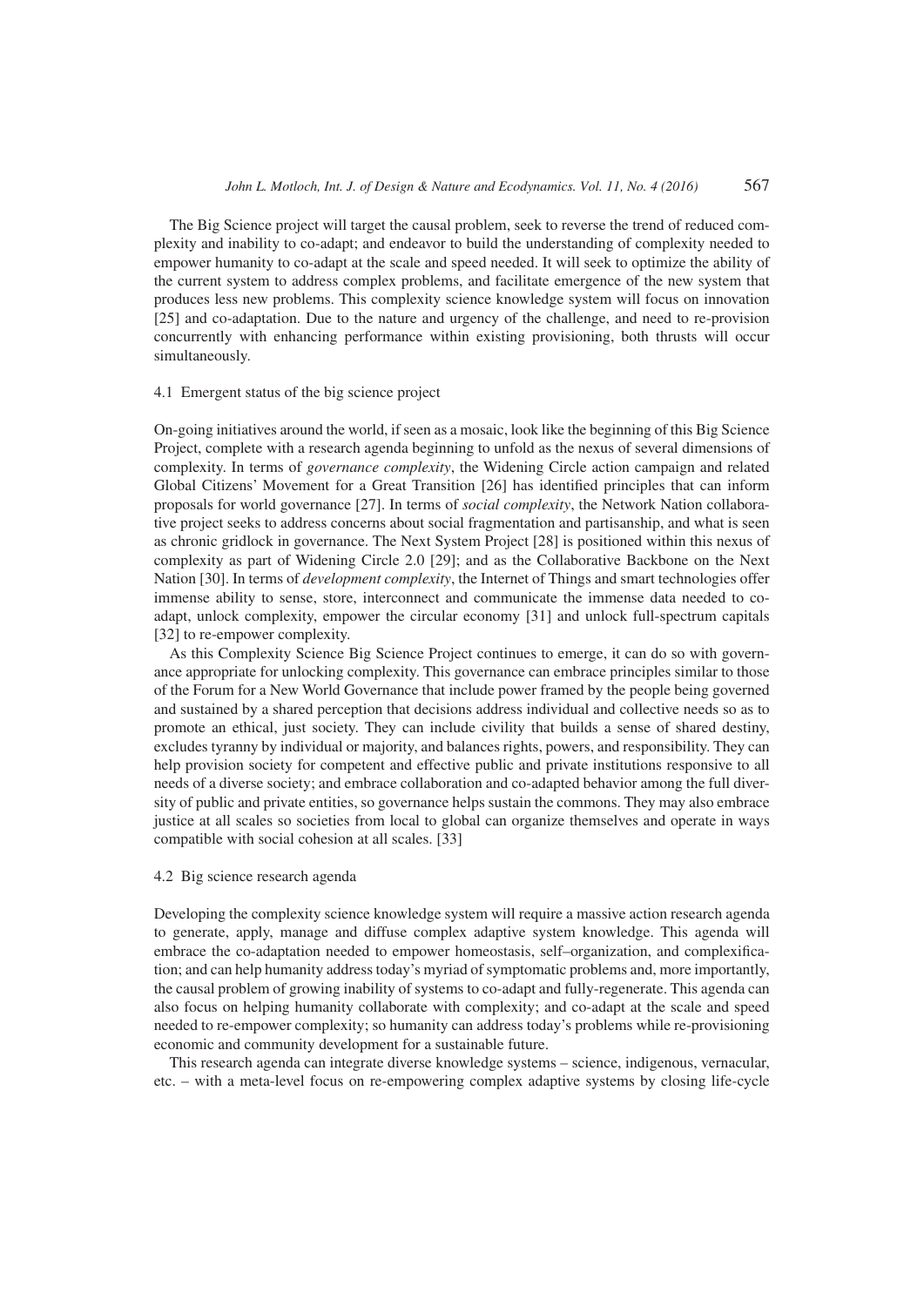The Big Science project will target the causal problem, seek to reverse the trend of reduced complexity and inability to co-adapt; and endeavor to build the understanding of complexity needed to empower humanity to co-adapt at the scale and speed needed. It will seek to optimize the ability of the current system to address complex problems, and facilitate emergence of the new system that produces less new problems. This complexity science knowledge system will focus on innovation [25] and co-adaptation. Due to the nature and urgency of the challenge, and need to re-provision concurrently with enhancing performance within existing provisioning, both thrusts will occur simultaneously.

### 4.1 Emergent status of the big science project

On-going initiatives around the world, if seen as a mosaic, look like the beginning of this Big Science Project, complete with a research agenda beginning to unfold as the nexus of several dimensions of complexity. In terms of *governance complexity*, the Widening Circle action campaign and related Global Citizens' Movement for a Great Transition [26] has identified principles that can inform proposals for world governance [27]. In terms of *social complexity*, the Network Nation collaborative project seeks to address concerns about social fragmentation and partisanship, and what is seen as chronic gridlock in governance. The Next System Project [28] is positioned within this nexus of complexity as part of Widening Circle 2.0 [29]; and as the Collaborative Backbone on the Next Nation [30]. In terms of *development complexity*, the Internet of Things and smart technologies offer immense ability to sense, store, interconnect and communicate the immense data needed to co-adapt, unlock complexity, empower the circular economy [31] and unlock full-spectrum capitals [32] to re-empower complexity.

As this Complexity Science Big Science Project continues to emerge, it can do so with governance appropriate for unlocking complexity. This governance can embrace principles similar to those of the Forum for a New World Governance that include power framed by the people being governed and sustained by a shared perception that decisions address individual and collective needs so as to promote an ethical, just society. They can include civility that builds a sense of shared destiny, excludes tyranny by individual or majority, and balances rights, powers, and responsibility. They can help provision society for competent and effective public and private institutions responsive to all needs of a diverse society; and embrace collaboration and co-adapted behavior among the full diversity of public and private entities, so governance helps sustain the commons. They may also embrace justice at all scales so societies from local to global can organize themselves and operate in ways compatible with social cohesion at all scales. [33]

### 4.2 Big science research agenda

Developing the complexity science knowledge system will require a massive action research agenda to generate, apply, manage and diffuse complex adaptive system knowledge. This agenda will embrace the co-adaptation needed to empower homeostasis, self–organization, and complexification; and can help humanity address today's myriad of symptomatic problems and, more importantly, the causal problem of growing inability of systems to co-adapt and fully-regenerate. This agenda can also focus on helping humanity collaborate with complexity; and co-adapt at the scale and speed needed to re-empower complexity; so humanity can address today's problems while re-provisioning economic and community development for a sustainable future.

This research agenda can integrate diverse knowledge systems – science, indigenous, vernacular, etc. – with a meta-level focus on re-empowering complex adaptive systems by closing life-cycle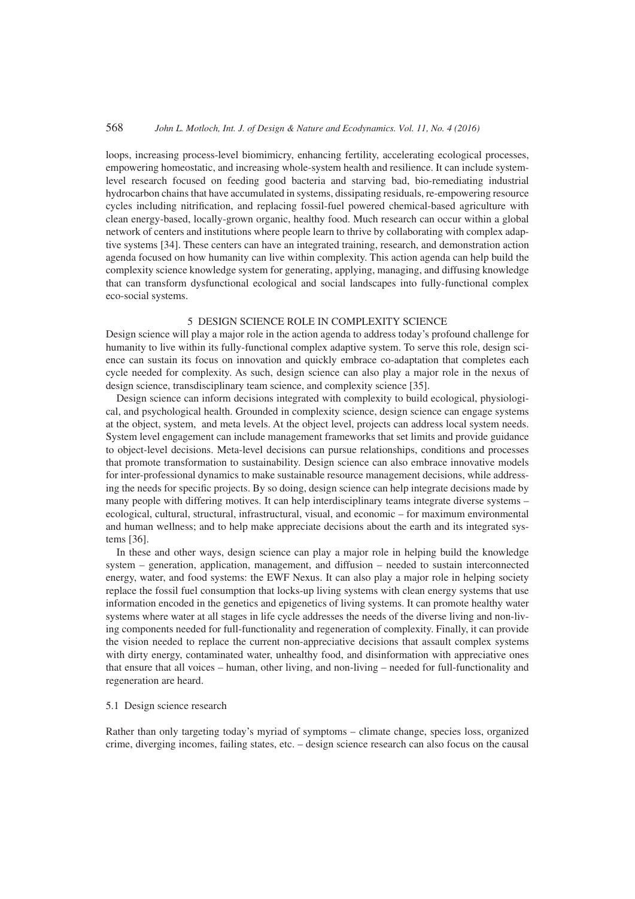loops, increasing process-level biomimicry, enhancing fertility, accelerating ecological processes, empowering homeostatic, and increasing whole-system health and resilience. It can include system-level research focused on feeding good bacteria and starving bad, bio-remediating industrial hydrocarbon chains that have accumulated in systems, dissipating residuals, re-empowering resource cycles including nitrification, and replacing fossil-fuel powered chemical-based agriculture with clean energy-based, locally-grown organic, healthy food. Much research can occur within a global network of centers and institutions where people learn to thrive by collaborating with complex adaptive systems [34]. These centers can have an integrated training, research, and demonstration action agenda focused on how humanity can live within complexity. This action agenda can help build the complexity science knowledge system for generating, applying, managing, and diffusing knowledge that can transform dysfunctional ecological and social landscapes into fully-functional complex eco-social systems.

## 5 DESIGN SCIENCE ROLE IN COMPLEXITY SCIENCE

Design science will play a major role in the action agenda to address today's profound challenge for humanity to live within its fully-functional complex adaptive system. To serve this role, design science can sustain its focus on innovation and quickly embrace co-adaptation that completes each cycle needed for complexity. As such, design science can also play a major role in the nexus of design science, transdisciplinary team science, and complexity science [35].

Design science can inform decisions integrated with complexity to build ecological, physiological, and psychological health. Grounded in complexity science, design science can engage systems at the object, system, and meta levels. At the object level, projects can address local system needs. System level engagement can include management frameworks that set limits and provide guidance to object-level decisions. Meta-level decisions can pursue relationships, conditions and processes that promote transformation to sustainability. Design science can also embrace innovative models for inter-professional dynamics to make sustainable resource management decisions, while addressing the needs for specific projects. By so doing, design science can help integrate decisions made by many people with differing motives. It can help interdisciplinary teams integrate diverse systems – ecological, cultural, structural, infrastructural, visual, and economic – for maximum environmental and human wellness; and to help make appreciate decisions about the earth and its integrated systems [36].

In these and other ways, design science can play a major role in helping build the knowledge system – generation, application, management, and diffusion – needed to sustain interconnected energy, water, and food systems: the EWF Nexus. It can also play a major role in helping society replace the fossil fuel consumption that locks-up living systems with clean energy systems that use information encoded in the genetics and epigenetics of living systems. It can promote healthy water systems where water at all stages in life cycle addresses the needs of the diverse living and non-living components needed for full-functionality and regeneration of complexity. Finally, it can provide the vision needed to replace the current non-appreciative decisions that assault complex systems with dirty energy, contaminated water, unhealthy food, and disinformation with appreciative ones that ensure that all voices – human, other living, and non-living – needed for full-functionality and regeneration are heard.

### 5.1 Design science research

Rather than only targeting today's myriad of symptoms – climate change, species loss, organized crime, diverging incomes, failing states, etc. – design science research can also focus on the causal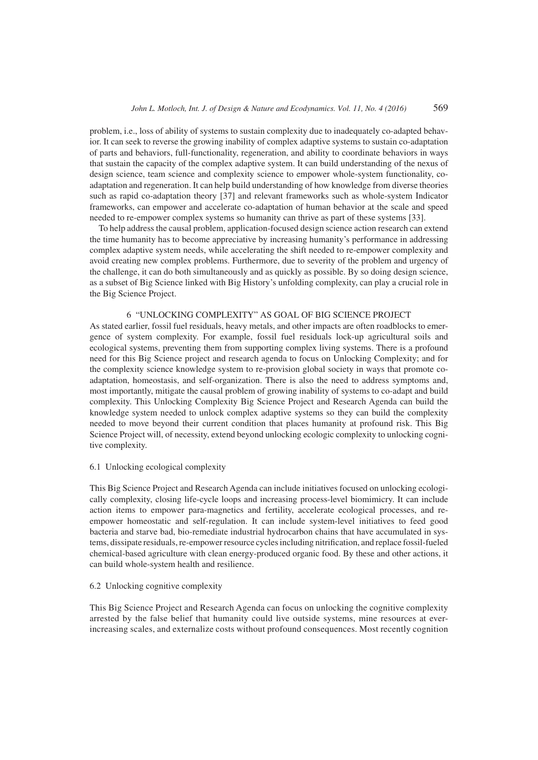problem, i.e., loss of ability of systems to sustain complexity due to inadequately co-adapted behavior. It can seek to reverse the growing inability of complex adaptive systems to sustain co-adaptation of parts and behaviors, full-functionality, regeneration, and ability to coordinate behaviors in ways that sustain the capacity of the complex adaptive system. It can build understanding of the nexus of design science, team science and complexity science to empower whole-system functionality, co-adaptation and regeneration. It can help build understanding of how knowledge from diverse theories such as rapid co-adaptation theory [37] and relevant frameworks such as whole-system Indicator frameworks, can empower and accelerate co-adaptation of human behavior at the scale and speed needed to re-empower complex systems so humanity can thrive as part of these systems [33].

To help address the causal problem, application-focused design science action research can extend the time humanity has to become appreciative by increasing humanity's performance in addressing complex adaptive system needs, while accelerating the shift needed to re-empower complexity and avoid creating new complex problems. Furthermore, due to severity of the problem and urgency of the challenge, it can do both simultaneously and as quickly as possible. By so doing design science, as a subset of Big Science linked with Big History's unfolding complexity, can play a crucial role in the Big Science Project.

## 6 "UNLOCKING COMPLEXITY" AS GOAL OF BIG SCIENCE PROJECT

As stated earlier, fossil fuel residuals, heavy metals, and other impacts are often roadblocks to emergence of system complexity. For example, fossil fuel residuals lock-up agricultural soils and ecological systems, preventing them from supporting complex living systems. There is a profound need for this Big Science project and research agenda to focus on Unlocking Complexity; and for the complexity science knowledge system to re-provision global society in ways that promote co-adaptation, homeostasis, and self-organization. There is also the need to address symptoms and, most importantly, mitigate the causal problem of growing inability of systems to co-adapt and build complexity. This Unlocking Complexity Big Science Project and Research Agenda can build the knowledge system needed to unlock complex adaptive systems so they can build the complexity needed to move beyond their current condition that places humanity at profound risk. This Big Science Project will, of necessity, extend beyond unlocking ecologic complexity to unlocking cognitive complexity.

### 6.1 Unlocking ecological complexity

This Big Science Project and Research Agenda can include initiatives focused on unlocking ecologically complexity, closing life-cycle loops and increasing process-level biomimicry. It can include action items to empower para-magnetics and fertility, accelerate ecological processes, and re-empower homeostatic and self-regulation. It can include system-level initiatives to feed good bacteria and starve bad, bio-remediate industrial hydrocarbon chains that have accumulated in systems, dissipate residuals, re-empower resource cycles including nitrification, and replace fossil-fueled chemical-based agriculture with clean energy-produced organic food. By these and other actions, it can build whole-system health and resilience.

### 6.2 Unlocking cognitive complexity

This Big Science Project and Research Agenda can focus on unlocking the cognitive complexity arrested by the false belief that humanity could live outside systems, mine resources at ever-increasing scales, and externalize costs without profound consequences. Most recently cognition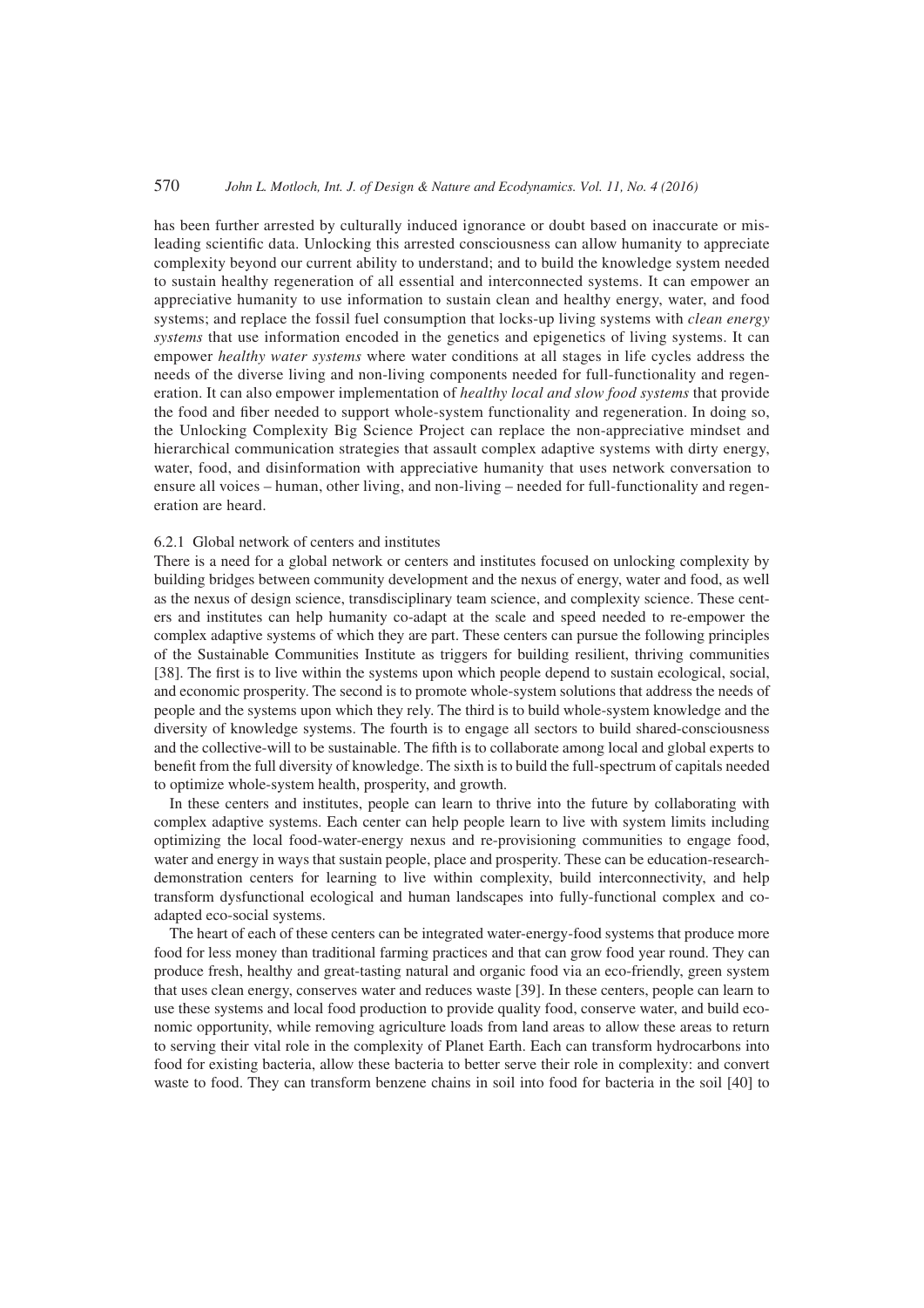has been further arrested by culturally induced ignorance or doubt based on inaccurate or misleading scientific data. Unlocking this arrested consciousness can allow humanity to appreciate complexity beyond our current ability to understand; and to build the knowledge system needed to sustain healthy regeneration of all essential and interconnected systems. It can empower an appreciative humanity to use information to sustain clean and healthy energy, water, and food systems; and replace the fossil fuel consumption that locks-up living systems with *clean energy systems* that use information encoded in the genetics and epigenetics of living systems. It can empower *healthy water systems* where water conditions at all stages in life cycles address the needs of the diverse living and non-living components needed for full-functionality and regeneration. It can also empower implementation of *healthy local and slow food systems* that provide the food and fiber needed to support whole-system functionality and regeneration. In doing so, the Unlocking Complexity Big Science Project can replace the non-appreciative mindset and hierarchical communication strategies that assault complex adaptive systems with dirty energy, water, food, and disinformation with appreciative humanity that uses network conversation to ensure all voices – human, other living, and non-living – needed for full-functionality and regeneration are heard.

#### 6.2.1 Global network of centers and institutes

There is a need for a global network or centers and institutes focused on unlocking complexity by building bridges between community development and the nexus of energy, water and food, as well as the nexus of design science, transdisciplinary team science, and complexity science. These centers and institutes can help humanity co-adapt at the scale and speed needed to re-empower the complex adaptive systems of which they are part. These centers pursue the following principles of the Sustainable Communities Institute as triggers for building resilient, thriving communities [38]. The first is to live within the systems upon which people depend to sustain ecological, social, and economic prosperity. The second is to promote whole-system solutions that address the needs of people and the systems upon which they rely. The third is to build whole-system knowledge and the diversity of knowledge systems. The fourth is to engage all sectors to build shared-consciousness and the collective-will to be sustainable. The fifth is to collaborate among local and global experts to benefit from the full diversity of knowledge. The sixth is to build the full-spectrum of capitals needed to optimize whole-system health, prosperity, and growth.

In these centers and institutes, people can learn to thrive into the future by collaborating with complex adaptive systems. Each center can help people learn to live with system limits including optimizing the local food-water-energy nexus and re-provisioning communities to engage food, water and energy in ways that sustain people, place and prosperity. These can be education-research-demonstration centers for learning to live within complexity, build interconnectivity, and help transform dysfunctional ecological and human landscapes into fully-functional complex and co-adapted eco-social systems.

The heart of each of these centers can be integrated water-energy-food systems that produce more food for less money than traditional farming practices and that can grow food year round. They can produce fresh, healthy and great-tasting natural and organic food via an eco-friendly, green system that uses clean energy, conserves water and reduces waste [39]. In these centers, people can learn to use these systems and local food production to provide quality food, conserve water, and build economic opportunity, while removing agriculture loads from land areas to allow these areas to return to serving their vital role in the complexity of Planet Earth. Each can transform hydrocarbons into food for existing bacteria, allow these bacteria to better serve their role in complexity: and convert waste to food. They can transform benzene chains in soil into food for bacteria in the soil [40] to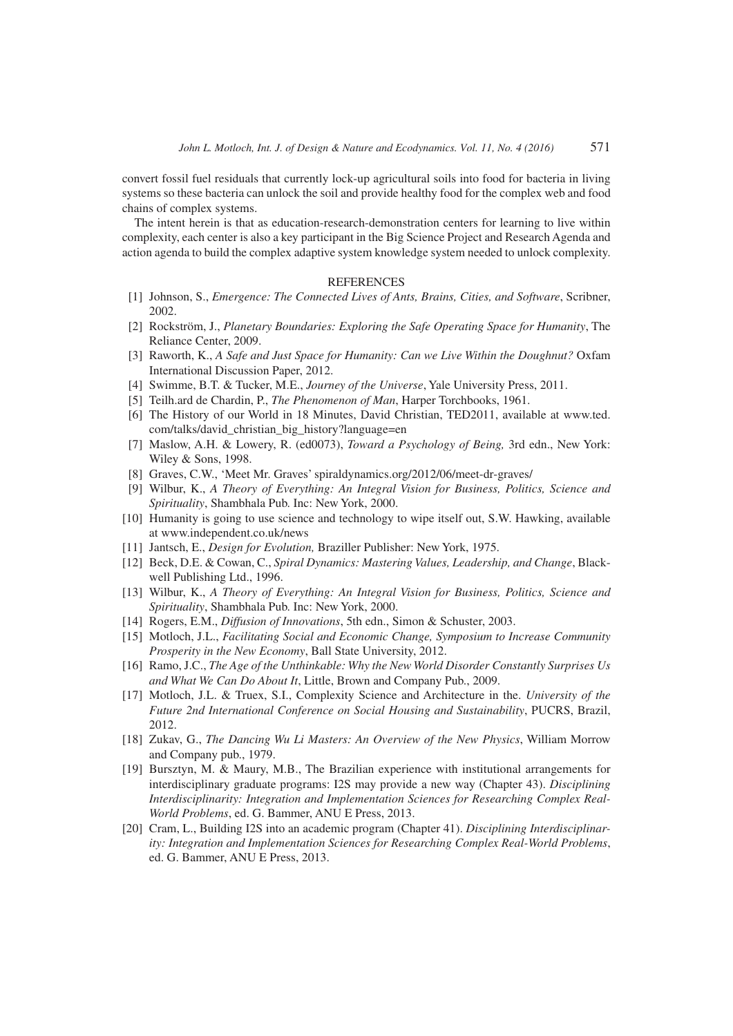convert fossil fuel residuals that currently lock-up agricultural soils into food for bacteria in living systems so these bacteria can unlock the soil and provide healthy food for the complex web and food chains of complex systems.

The intent herein is that as education-research-demonstration centers for learning to live within complexity, each center is also a key participant in the Big Science Project and Research Agenda and action agenda to build the complex adaptive system knowledge system needed to unlock complexity.

## REFERENCES

[1] Johnson, S., *Emergence: The Connected Lives of Ants, Brains, Cities, and Software*, Scribner, 2002.

[2] Rockström, J., *Planetary Boundaries: Exploring the Safe Operating Space for Humanity*, The Reliance Center, 2009.

[3] Raworth, K., *A Safe and Just Space for Humanity: Can we Live Within the Doughnut?* Oxfam International Discussion Paper, 2012.

[4] Swimme, B.T. & Tucker, M.E., *Journey of the Universe*, Yale University Press, 2011.

[5] Teilh.ard de Chardin, P., *The Phenomenon of Man*, Harper Torchbooks, 1961.

[6] The History of our World in 18 Minutes, David Christian, TED2011, available at www.ted.com/talks/david_christian_big_history?language=en

[7] Maslow, A.H. & Lowery, R. (ed0073), *Toward a Psychology of Being,* 3rd edn., New York: Wiley & Sons, 1998.

[8] Graves, C.W., 'Meet Mr. Graves' spiraldynamics.org/2012/06/meet-dr-graves/

[9] Wilbur, K., *A Theory of Everything: An Integral Vision for Business, Politics, Science and Spirituality*, Shambhala Pub. Inc: New York, 2000.

[10] Humanity is going to use science and technology to wipe itself out, S.W. Hawking, available at www.independent.co.uk/news

[11] Jantsch, E., *Design for Evolution,* Braziller Publisher: New York, 1975.

[12] Beck, D.E. & Cowan, C., *Spiral Dynamics: Mastering Values, Leadership, and Change*, Blackwell Publishing Ltd., 1996.

[13] Wilbur, K., *A Theory of Everything: An Integral Vision for Business, Politics, Science and Spirituality*, Shambhala Pub. Inc: New York, 2000.

[14] Rogers, E.M., *Diffusion of Innovations*, 5th edn., Simon & Schuster, 2003.

[15] Motloch, J.L., *Facilitating Social and Economic Change, Symposium to Increase Community Prosperity in the New Economy*, Ball State University, 2012.

[16] Ramo, J.C., *The Age of the Unthinkable: Why the New World Disorder Constantly Surprises Us and What We Can Do About It*, Little, Brown and Company Pub., 2009.

[17] Motloch, J.L. & Truex, S.I., Complexity Science and Architecture in the. *University of the Future 2nd International Conference on Social Housing and Sustainability*, PUCRS, Brazil, 2012.

[18] Zukav, G., *The Dancing Wu Li Masters: An Overview of the New Physics*, William Morrow and Company pub., 1979.

[19] Bursztyn, M. & Maury, M.B., The Brazilian experience with institutional arrangements for interdisciplinary graduate programs: I2S may provide a new way (Chapter 43). *Disciplining Interdisciplinarity: Integration and Implementation Sciences for Researching Complex Real-World Problems*, ed. G. Bammer, ANU E Press, 2013.

[20] Cram, L., Building I2S into an academic program (Chapter 41). *Disciplining Interdisciplinarity: Integration and Implementation Sciences for Researching Complex Real-World Problems*, ed. G. Bammer, ANU E Press, 2013.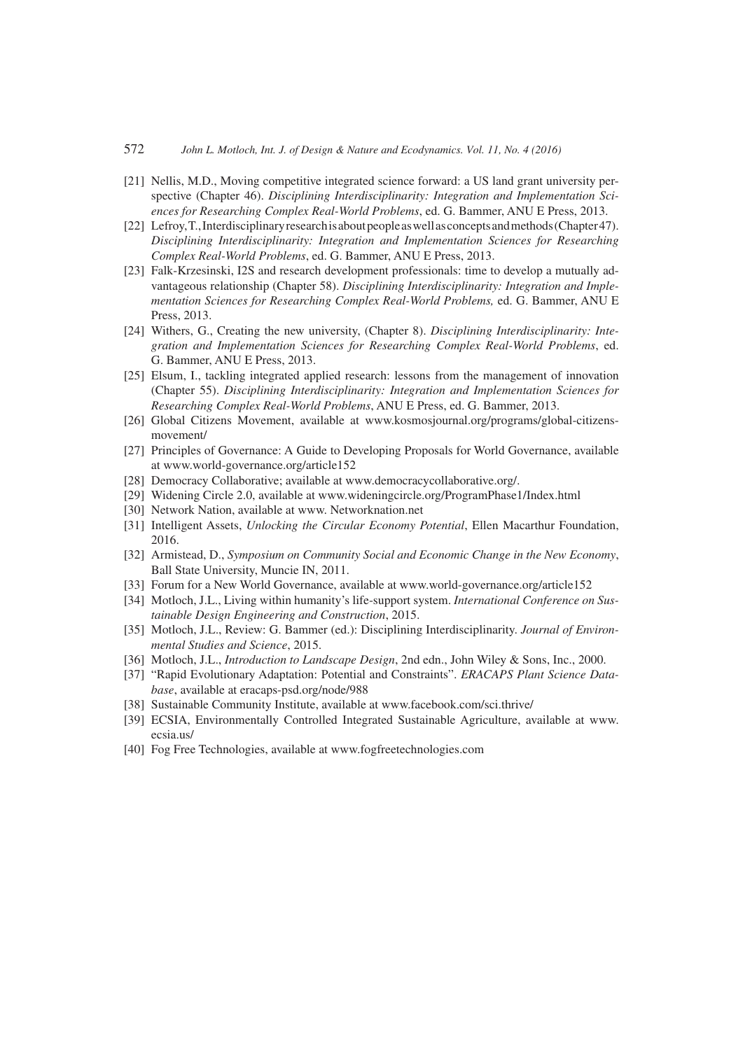[21] Nellis, M.D., Moving competitive integrated science forward: a US land grant university perspective (Chapter 46). *Disciplining Interdisciplinarity: Integration and Implementation Sciences for Researching Complex Real-World Problems*, ed. G. Bammer, ANU E Press, 2013.

[22] Lefroy, T., Interdisciplinary research is about people as well as concepts and methods (Chapter 47). *Disciplining Interdisciplinarity: Integration and Implementation Sciences for Researching Complex Real-World Problems*, ed. G. Bammer, ANU E Press, 2013.

[23] Falk-Krzesinski, I2S and research development professionals: time to develop a mutually advantageous relationship (Chapter 58). *Disciplining Interdisciplinarity: Integration and Implementation Sciences for Researching Complex Real-World Problems,* ed. G. Bammer, ANU E Press, 2013.

[24] Withers, G., Creating the new university, (Chapter 8). *Disciplining Interdisciplinarity: Integration and Implementation Sciences for Researching Complex Real-World Problems*, ed. G. Bammer, ANU E Press, 2013.

[25] Elsum, I., tackling integrated applied research: lessons from the management of innovation (Chapter 55). *Disciplining Interdisciplinarity: Integration and Implementation Sciences for Researching Complex Real-World Problems*, ANU E Press, ed. G. Bammer, 2013.

[26] Global Citizens Movement, available at www.kosmosjournal.org/programs/global-citizens-movement/

[27] Principles of Governance: A Guide to Developing Proposals for World Governance, available at www.world-governance.org/article152

[28] Democracy Collaborative; available at www.democracycollaborative.org/.

[29] Widening Circle 2.0, available at www.wideningcircle.org/ProgramPhase1/Index.html

[30] Network Nation, available at www. Networknation.net

[31] Intelligent Assets, *Unlocking the Circular Economy Potential*, Ellen Macarthur Foundation, 2016.

[32] Armistead, D., *Symposium on Community Social and Economic Change in the New Economy*, Ball State University, Muncie IN, 2011.

[33] Forum for a New World Governance, available at www.world-governance.org/article152

[34] Motloch, J.L., Living within humanity's life-support system. *International Conference on Sustainable Design Engineering and Construction*, 2015.

[35] Motloch, J.L., Review: G. Bammer (ed.): Disciplining Interdisciplinarity. *Journal of Environmental Studies and Science*, 2015.

[36] Motloch, J.L., *Introduction to Landscape Design*, 2nd edn., John Wiley & Sons, Inc., 2000.

[37] "Rapid Evolutionary Adaptation: Potential and Constraints". *ERACAPS Plant Science Database*, available at eracaps-psd.org/node/988

[38] Sustainable Community Institute, available at www.facebook.com/sci.thrive/

[39] ECSIA, Environmentally Controlled Integrated Sustainable Agriculture, available at www.ecsia.us/

[40] Fog Free Technologies, available at www.fogfreetechnologies.com